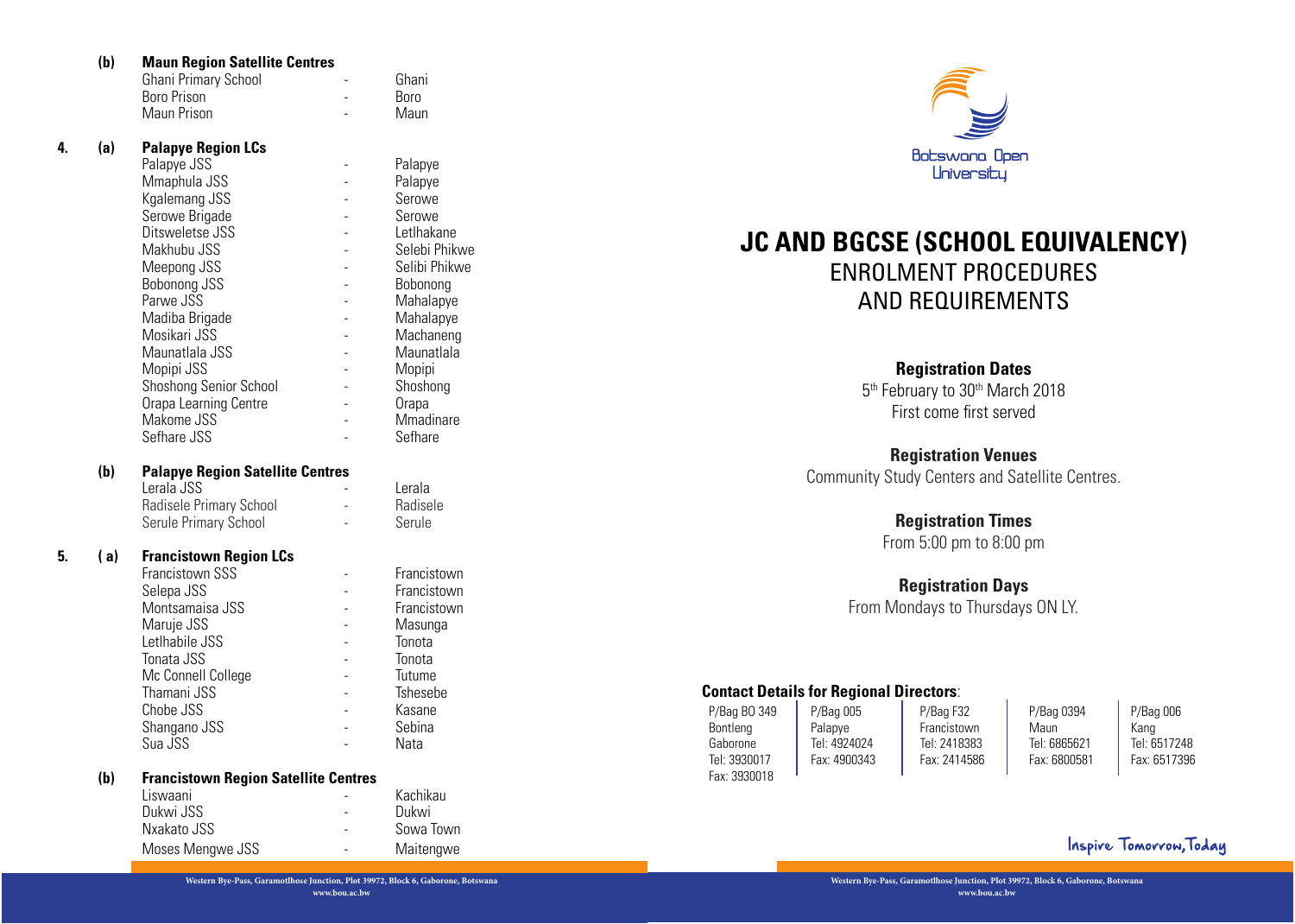**(b) Maun Region Satellite Centres**

| Centre | | Location |
|---|---|---|
| Ghani Primary School | - | Ghani |
| Boro Prison | - | Boro |
| Maun Prison | - | Maun |

**4. (a) Palapye Region LCs**

| Centre | | Location |
|---|---|---|
| Palapye JSS | - | Palapye |
| Mmaphula JSS | - | Palapye |
| Kgalemang JSS | - | Serowe |
| Serowe Brigade | - | Serowe |
| Ditsweletse JSS | - | Letlhakane |
| Makhubu JSS | - | Selebi Phikwe |
| Meepong JSS | - | Selibi Phikwe |
| Bobonong JSS | - | Bobonong |
| Parwe JSS | - | Mahalapye |
| Madiba Brigade | - | Mahalapye |
| Mosikari JSS | - | Machaneng |
| Maunatlala JSS | - | Maunatlala |
| Mopipi JSS | - | Mopipi |
| Shoshong Senior School | - | Shoshong |
| Orapa Learning Centre | - | Orapa |
| Makome JSS | - | Mmadinare |
| Sefhare JSS | - | Sefhare |

**(b) Palapye Region Satellite Centres**

| Centre | | Location |
|---|---|---|
| Lerala JSS | - | Lerala |
| Radisele Primary School | - | Radisele |
| Serule Primary School | - | Serule |

**5. ( a) Francistown Region LCs**

| Centre | | Location |
|---|---|---|
| Francistown SSS | - | Francistown |
| Selepa JSS | - | Francistown |
| Montsamaisa JSS | - | Francistown |
| Maruje JSS | - | Masunga |
| Letlhabile JSS | - | Tonota |
| Tonata JSS | - | Tonota |
| Mc Connell College | - | Tutume |
| Thamani JSS | - | Tshesebe |
| Chobe JSS | - | Kasane |
| Shangano JSS | - | Sebina |
| Sua JSS | - | Nata |

**(b) Francistown Region Satellite Centres**

| Centre | | Location |
|---|---|---|
| Liswaani | - | Kachikau |
| Dukwi JSS | - | Dukwi |
| Nxakato JSS | - | Sowa Town |
| Moses Mengwe JSS | - | Maitengwe |

Botswana Open University

# JC AND BGCSE (SCHOOL EQUIVALENCY)

## ENROLMENT PROCEDURES AND REQUIREMENTS

### Registration Dates

5th February to 30th March 2018

First come first served

### Registration Venues

Community Study Centers and Satellite Centres.

### Registration Times

From 5:00 pm to 8:00 pm

### Registration Days

From Mondays to Thursdays ON LY.

**Contact Details for Regional Directors**:

| | | | | |
|---|---|---|---|---|
| P/Bag BO 349<br>Bontleng<br>Gaborone<br>Tel: 3930017<br>Fax: 3930018 | P/Bag 005<br>Palapye<br>Tel: 4924024<br>Fax: 4900343 | P/Bag F32<br>Francistown<br>Tel: 2418383<br>Fax: 2414586 | P/Bag 0394<br>Maun<br>Tel: 6865621<br>Fax: 6800581 | P/Bag 006<br>Kang<br>Tel: 6517248<br>Fax: 6517396 |

Inspire Tomorrow, Today

Western Bye-Pass, Garamotlhose Junction, Plot 39972, Block 6, Gaborone, Botswana
www.bou.ac.bw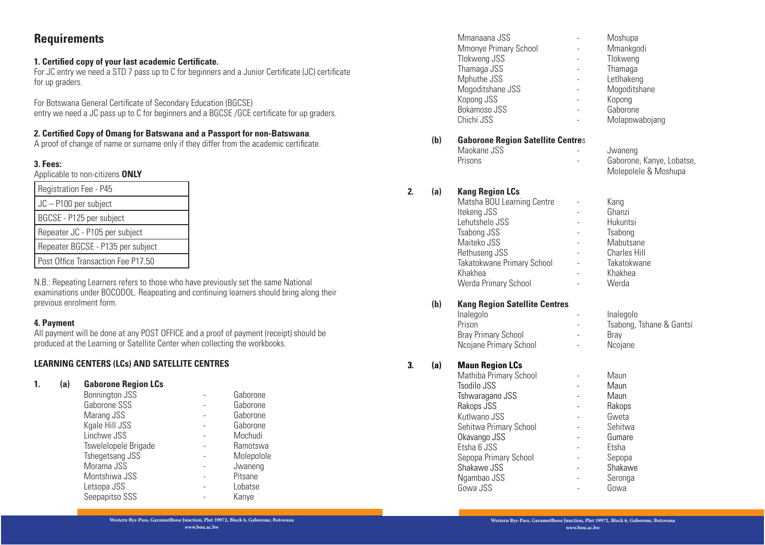## Requirements

### 1. Certified copy of your last academic Certificate.

For JC entry we need a STD 7 pass up to C for beginners and a Junior Certificate (JC) certificate for up graders.

For Botswana General Certificate of Secondary Education (BGCSE) entry we need a JC pass up to C for beginners and a BGCSE /GCE certificate for up graders.

### 2. Certified Copy of Omang for Batswana and a Passport for non-Batswana.

A proof of change of name or surname only if they differ from the academic certificate.

### 3. Fees:

Applicable to non-citizens **ONLY**

| |
|---|
| Registration Fee - P45 |
| JC – P100 per subject |
| BGCSE - P125 per subject |
| Repeater JC - P105 per subject |
| Repeater BGCSE - P135 per subject |
| Post Office Transaction Fee P17.50 |

N.B.: Repeating Learners refers to those who have previously set the same National examinations under BOCODOL. Reapeating and continuing learners should bring along their previous enrolment form.

### 4. Payment

All payment will be done at any POST OFFICE and a proof of payment (receipt) should be produced at the Learning or Satellite Center when collecting the workbooks.

### LEARNING CENTERS (LCs) AND SATELLITE CENTRES

**1. (a) Gaborone Region LCs**

| | | |
|---|---|---|
| Bonnington JSS | - | Gaborone |
| Gaborone SSS | - | Gaborone |
| Marang JSS | - | Gaborone |
| Kgale Hill JSS | - | Gaborone |
| Linchwe JSS | - | Mochudi |
| Tswelelopele Brigade | - | Ramotswa |
| Tshegetsang JSS | - | Molepolole |
| Morama JSS | - | Jwaneng |
| Montshiwa JSS | - | Pitsane |
| Letsopa JSS | - | Lobatse |
| Seepapitso SSS | - | Kanye |
| Mmanaana JSS | - | Moshupa |
| Mmonye Primary School | - | Mmankgodi |
| Tlokweng JSS | - | Tlokweng |
| Thamaga JSS | - | Thamaga |
| Mphuthe JSS | - | Letlhakeng |
| Mogoditshane JSS | - | Mogoditshane |
| Kopong JSS | - | Kopong |
| Bokamoso JSS | - | Gaborone |
| Chichi JSS | - | Molapowabojang |

**(b) Gaborone Region Satellite Centres**

| | | |
|---|---|---|
| Maokane JSS | - | Jwaneng |
| Prisons | - | Gaborone, Kanye, Lobatse, Molepolele & Moshupa |

**2. (a) Kang Region LCs**

| | | |
|---|---|---|
| Matsha BOU Learning Centre | - | Kang |
| Itekeng JSS | - | Ghanzi |
| Lehutshelo JSS | - | Hukuntsi |
| Tsabong JSS | - | Tsabong |
| Maiteko JSS | - | Mabutsane |
| Rethuseng JSS | - | Charles Hill |
| Takatokwane Primary School | - | Takatokwane |
| Khakhea | - | Khakhea |
| Werda Primary School | - | Werda |

**(b) Kang Region Satellite Centres**

| | | |
|---|---|---|
| Inalegolo | - | Inalegolo |
| Prison | - | Tsabong, Tshane & Gantsi |
| Bray Primary School | - | Bray |
| Ncojane Primary School | - | Ncojane |

**3. (a) Maun Region LCs**

| | | |
|---|---|---|
| Mathiba Primary School | - | Maun |
| Tsodilo JSS | - | Maun |
| Tshwaragano JSS | - | Maun |
| Rakops JSS | - | Rakops |
| Kutlwano JSS | - | Gweta |
| Sehitwa Primary School | - | Sehitwa |
| Okavango JSS | - | Gumare |
| Etsha 6 JSS | - | Etsha |
| Sepopa Primary School | - | Sepopa |
| Shakawe JSS | - | Shakawe |
| Ngambao JSS | - | Seronga |
| Gowa JSS | - | Gowa |